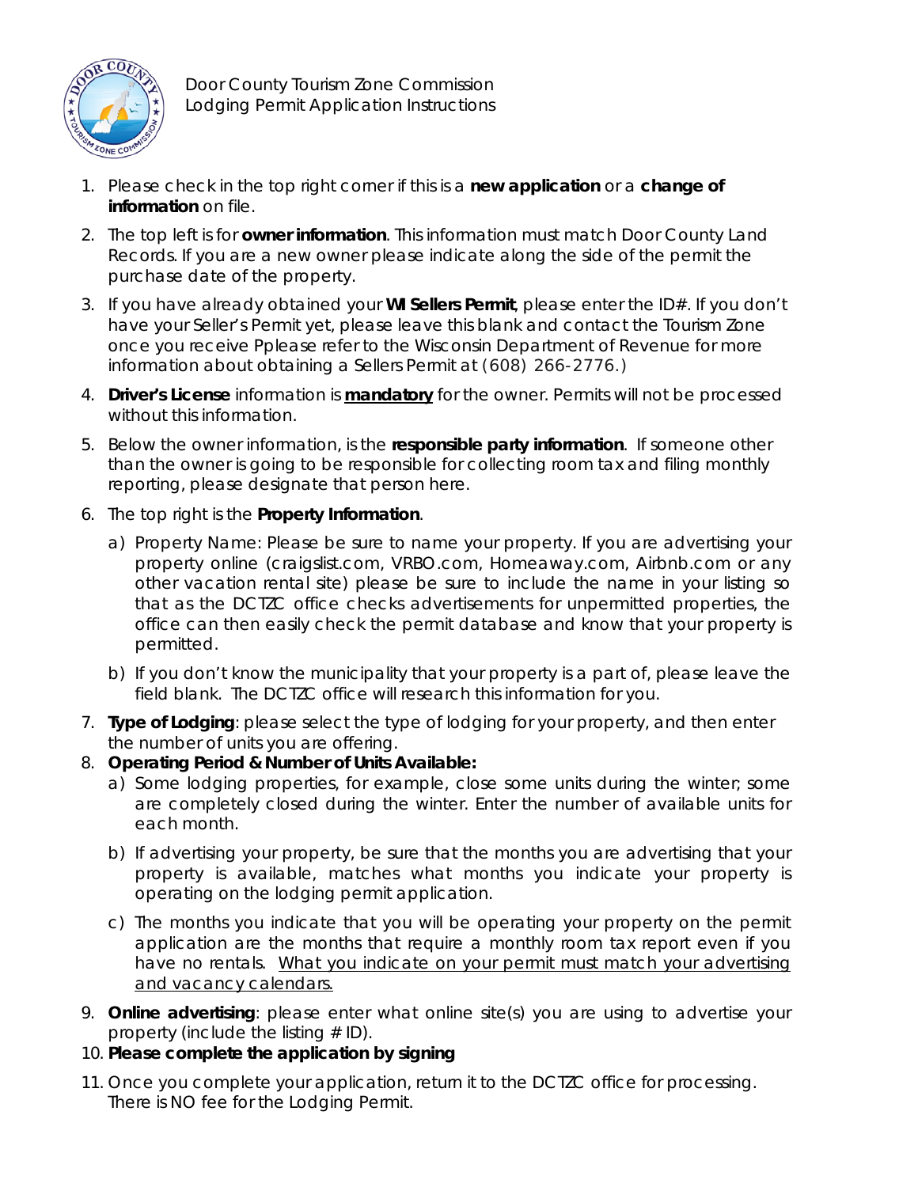Door County Tourism Zone Commission
Lodging Permit Application Instructions

1. Please check in the top right corner if this is a **new application** or a **change of information** on file.
2. The top left is for **owner information**. This information must match Door County Land Records. If you are a new owner please indicate along the side of the permit the purchase date of the property.
3. If you have already obtained your **WI Sellers Permit**, please enter the ID#. If you don't have your Seller's Permit yet, please leave this blank and contact the Tourism Zone once you receive Pplease refer to the Wisconsin Department of Revenue for more information about obtaining a Sellers Permit at (608) 266-2776.)
4. **Driver's License** information is **mandatory** for the owner. Permits will not be processed without this information.
5. Below the owner information, is the **responsible party information**. If someone other than the owner is going to be responsible for collecting room tax and filing monthly reporting, please designate that person here.
6. The top right is the **Property Information**.
   a) Property Name: Please be sure to name your property. If you are advertising your property online (craigslist.com, VRBO.com, Homeaway.com, Airbnb.com or any other vacation rental site) please be sure to include the name in your listing so that as the DCTZC office checks advertisements for unpermitted properties, the office can then easily check the permit database and know that your property is permitted.
   b) If you don't know the municipality that your property is a part of, please leave the field blank. The DCTZC office will research this information for you.
7. **Type of Lodging**: please select the type of lodging for your property, and then enter the number of units you are offering.
8. **Operating Period & Number of Units Available:**
   a) Some lodging properties, for example, close some units during the winter; some are completely closed during the winter. Enter the number of available units for each month.
   b) If advertising your property, be sure that the months you are advertising that your property is available, matches what months you indicate your property is operating on the lodging permit application.
   c) The months you indicate that you will be operating your property on the permit application are the months that require a monthly room tax report even if you have no rentals. What you indicate on your permit must match your advertising and vacancy calendars.
9. **Online advertising**: please enter what online site(s) you are using to advertise your property (include the listing # ID).
10. **Please complete the application by signing**
11. Once you complete your application, return it to the DCTZC office for processing. There is NO fee for the Lodging Permit.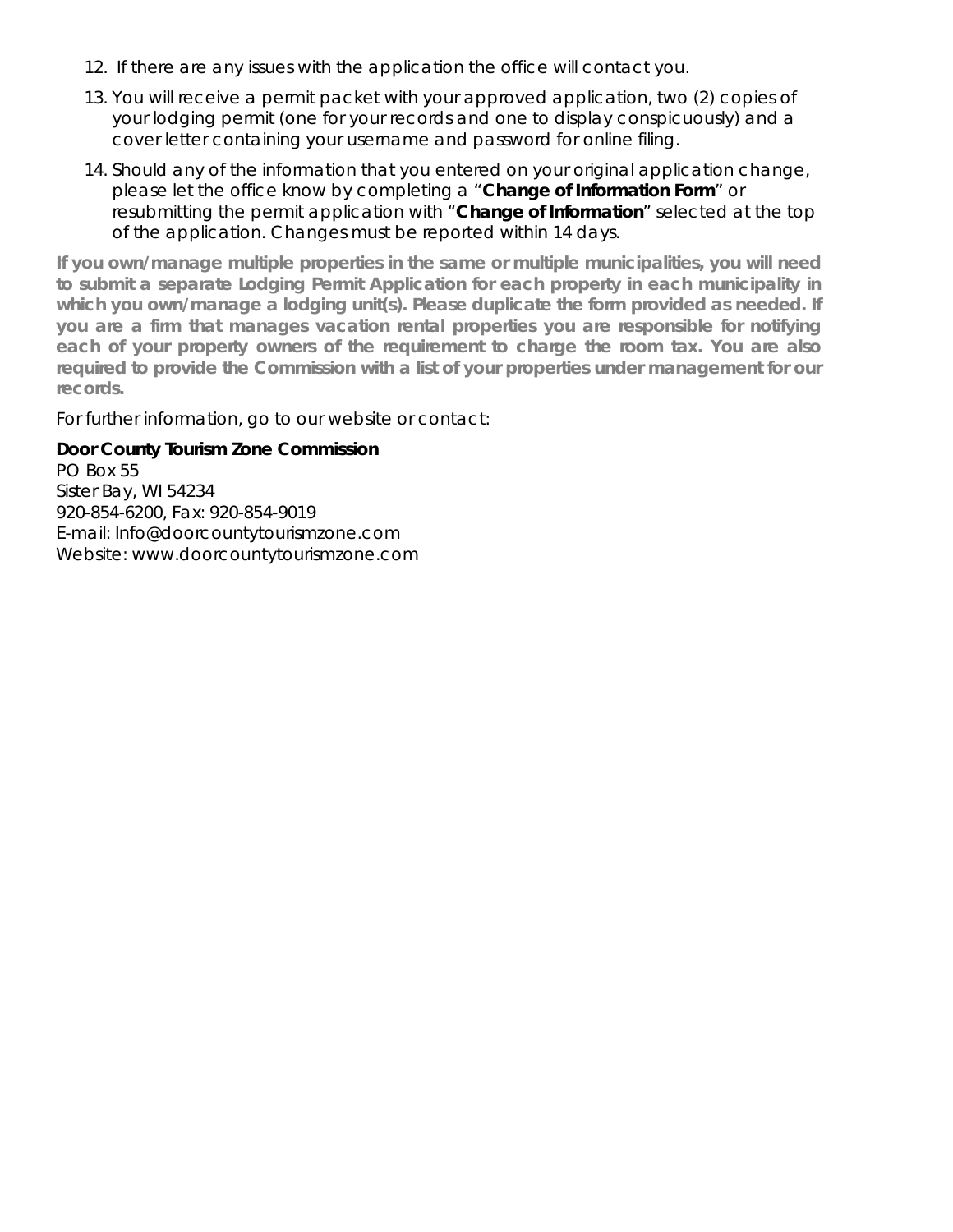12. If there are any issues with the application the office will contact you.
13. You will receive a permit packet with your approved application, two (2) copies of your lodging permit (one for your records and one to display conspicuously) and a cover letter containing your username and password for online filing.
14. Should any of the information that you entered on your original application change, please let the office know by completing a "**Change of Information Form**" or resubmitting the permit application with "**Change of Information**" selected at the top of the application. Changes must be reported within 14 days.

**If you own/manage multiple properties in the same or multiple municipalities, you will need to submit a separate Lodging Permit Application for each property in each municipality in which you own/manage a lodging unit(s). Please duplicate the form provided as needed. If you are a firm that manages vacation rental properties you are responsible for notifying each of your property owners of the requirement to charge the room tax. You are also required to provide the Commission with a list of your properties under management for our records.**

For further information, go to our website or contact:

**Door County Tourism Zone Commission**
PO Box 55
Sister Bay, WI 54234
920-854-6200, Fax: 920-854-9019
E-mail: Info@doorcountytourismzone.com
Website: www.doorcountytourismzone.com